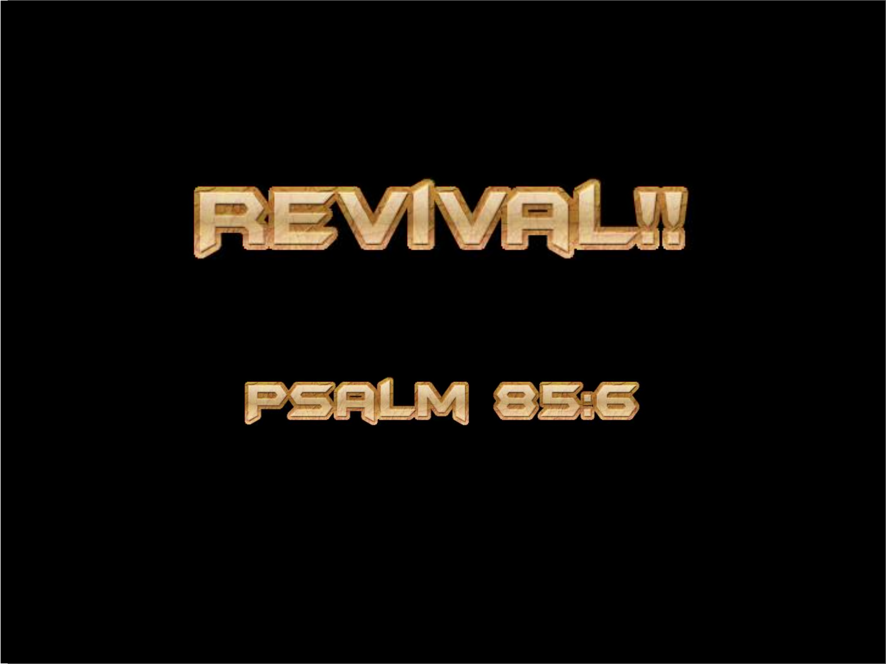# REVIVAL!!

## PSALM 85:6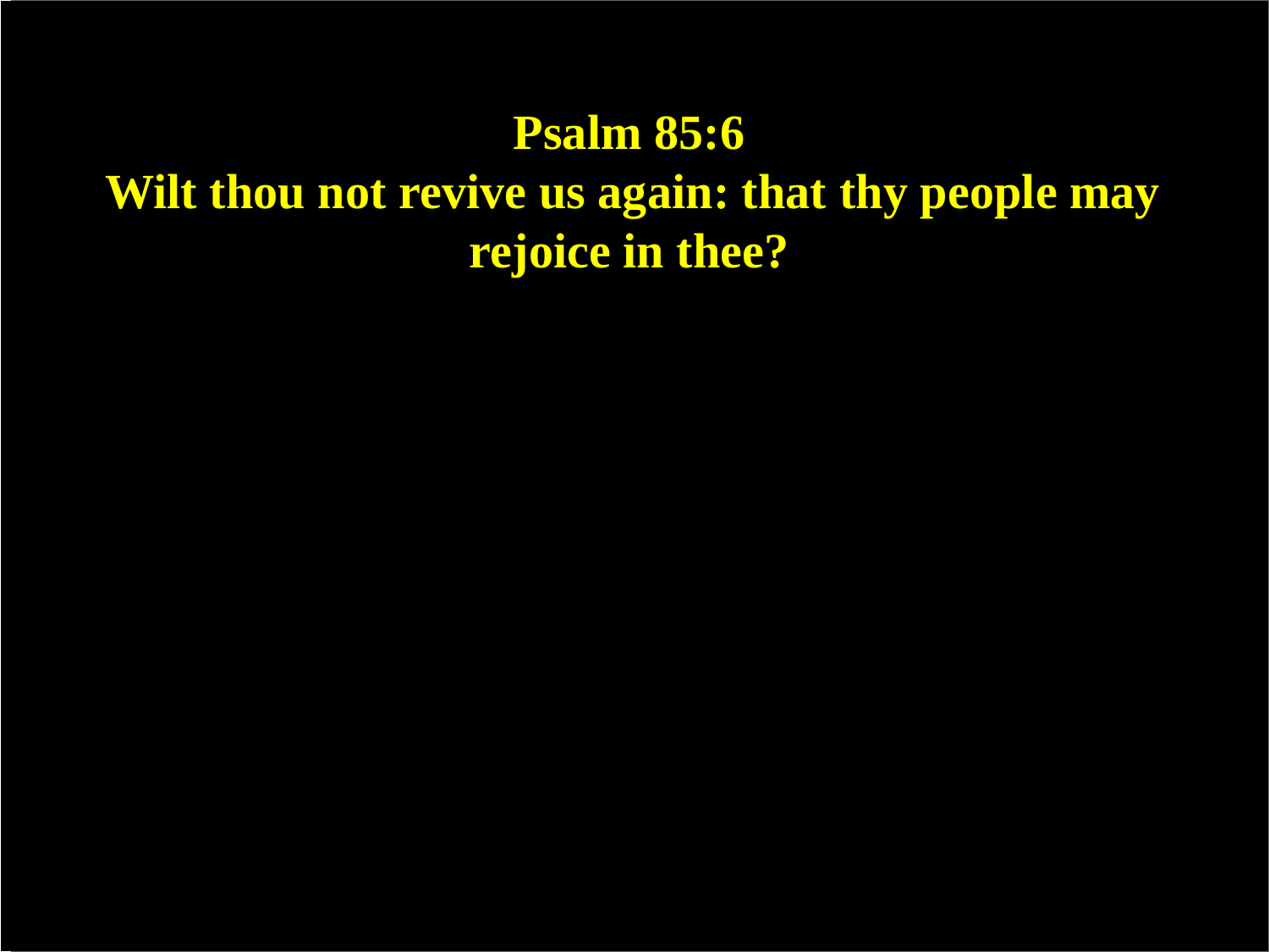**Psalm 85:6**

**Wilt thou not revive us again: that thy people may rejoice in thee?**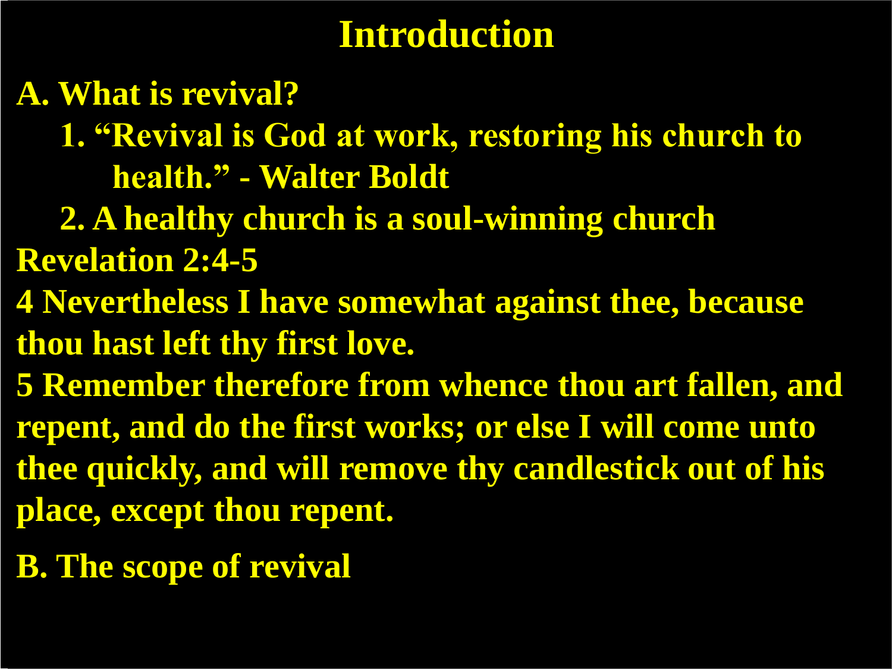# Introduction

**A. What is revival?**

1. **"Revival is God at work, restoring his church to health." - Walter Boldt**
2. **A healthy church is a soul-winning church**

**Revelation 2:4-5**

**4 Nevertheless I have somewhat against thee, because thou hast left thy first love.**

**5 Remember therefore from whence thou art fallen, and repent, and do the first works; or else I will come unto thee quickly, and will remove thy candlestick out of his place, except thou repent.**

**B. The scope of revival**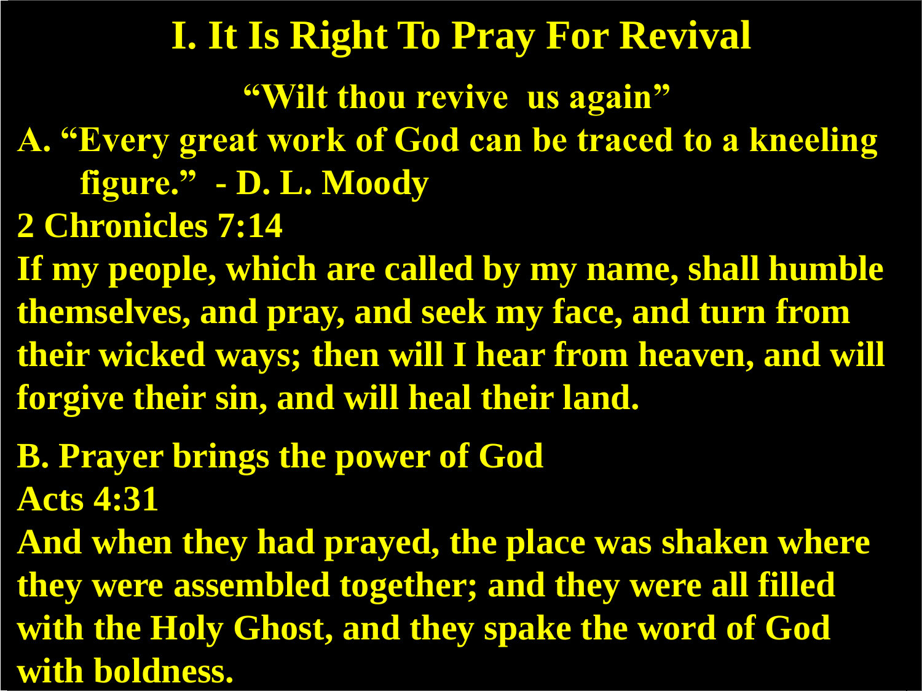# I. It Is Right To Pray For Revival

**"Wilt thou revive us again"**

**A. "Every great work of God can be traced to a kneeling figure." - D. L. Moody**

**2 Chronicles 7:14**

**If my people, which are called by my name, shall humble themselves, and pray, and seek my face, and turn from their wicked ways; then will I hear from heaven, and will forgive their sin, and will heal their land.**

**B. Prayer brings the power of God**

**Acts 4:31**

**And when they had prayed, the place was shaken where they were assembled together; and they were all filled with the Holy Ghost, and they spake the word of God with boldness.**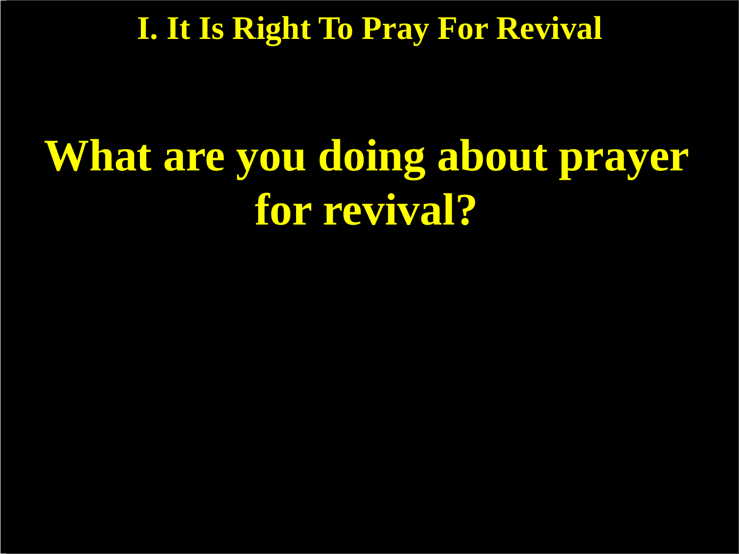## I. It Is Right To Pray For Revival

# What are you doing about prayer for revival?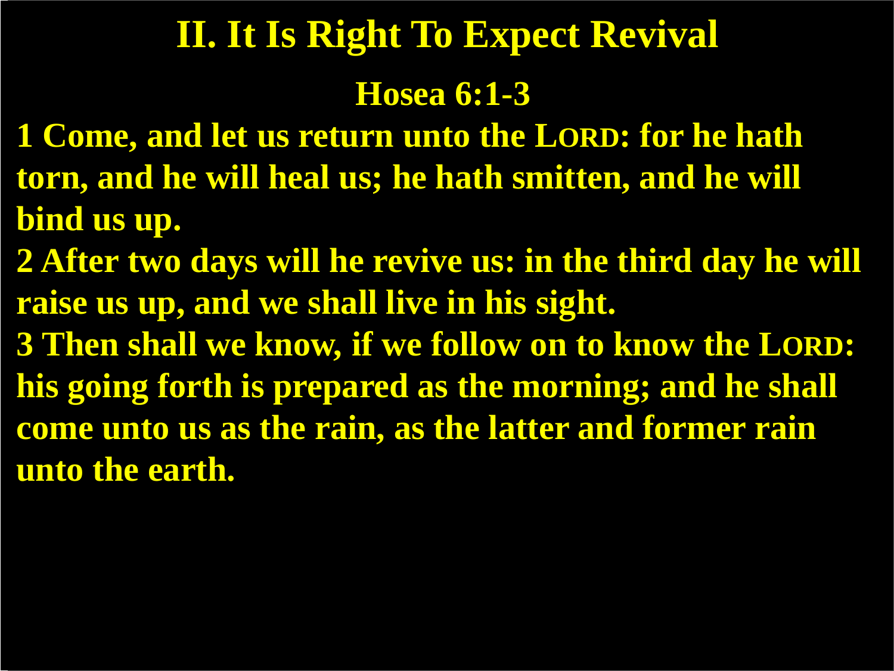# II. It Is Right To Expect Revival

## Hosea 6:1-3

**1 Come, and let us return unto the LORD: for he hath torn, and he will heal us; he hath smitten, and he will bind us up.**

**2 After two days will he revive us: in the third day he will raise us up, and we shall live in his sight.**

**3 Then shall we know, if we follow on to know the LORD: his going forth is prepared as the morning; and he shall come unto us as the rain, as the latter and former rain unto the earth.**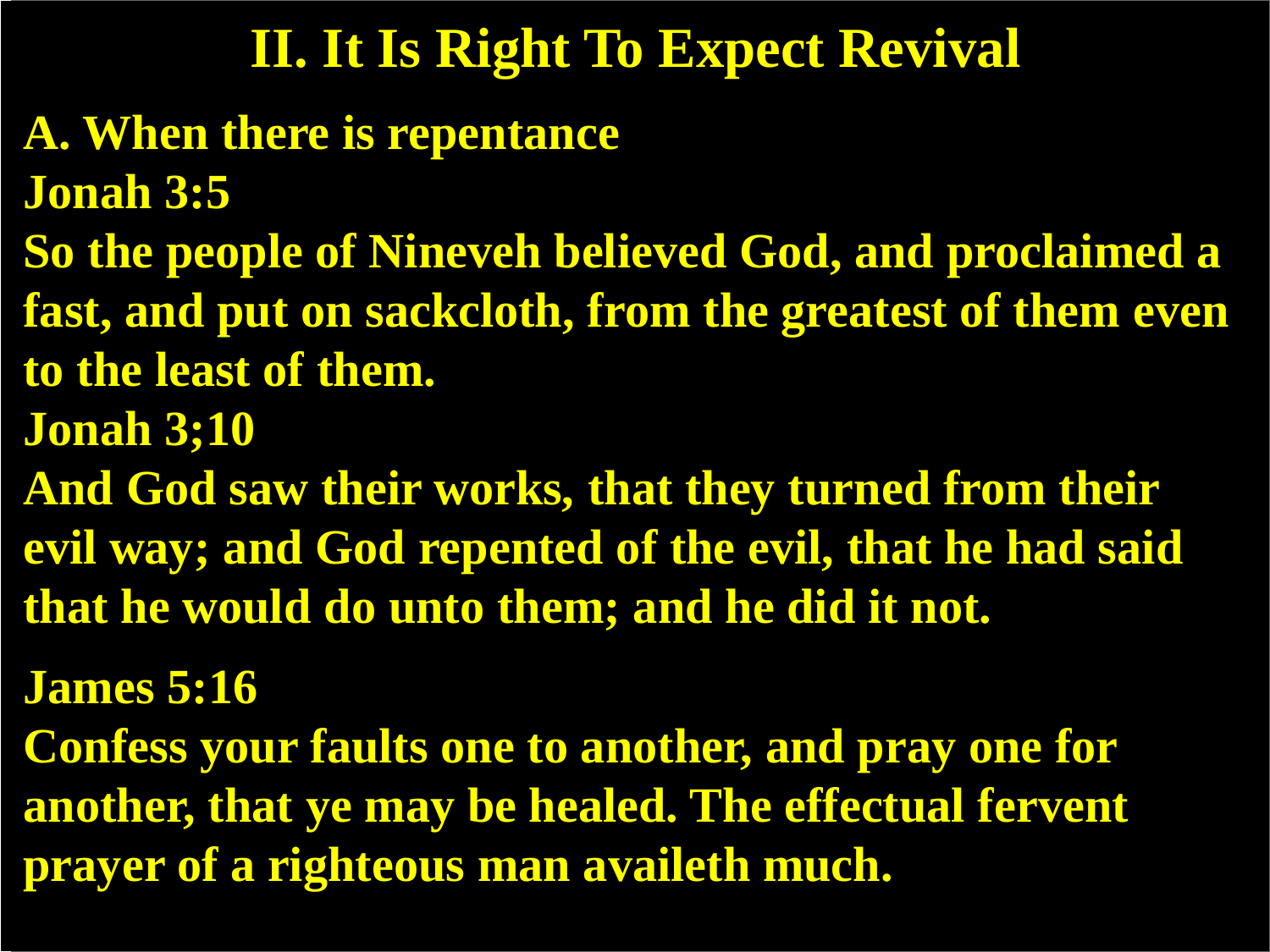# II. It Is Right To Expect Revival

**A. When there is repentance**

**Jonah 3:5**

**So the people of Nineveh believed God, and proclaimed a fast, and put on sackcloth, from the greatest of them even to the least of them.**

**Jonah 3;10**

**And God saw their works, that they turned from their evil way; and God repented of the evil, that he had said that he would do unto them; and he did it not.**

**James 5:16**

**Confess your faults one to another, and pray one for another, that ye may be healed. The effectual fervent prayer of a righteous man availeth much.**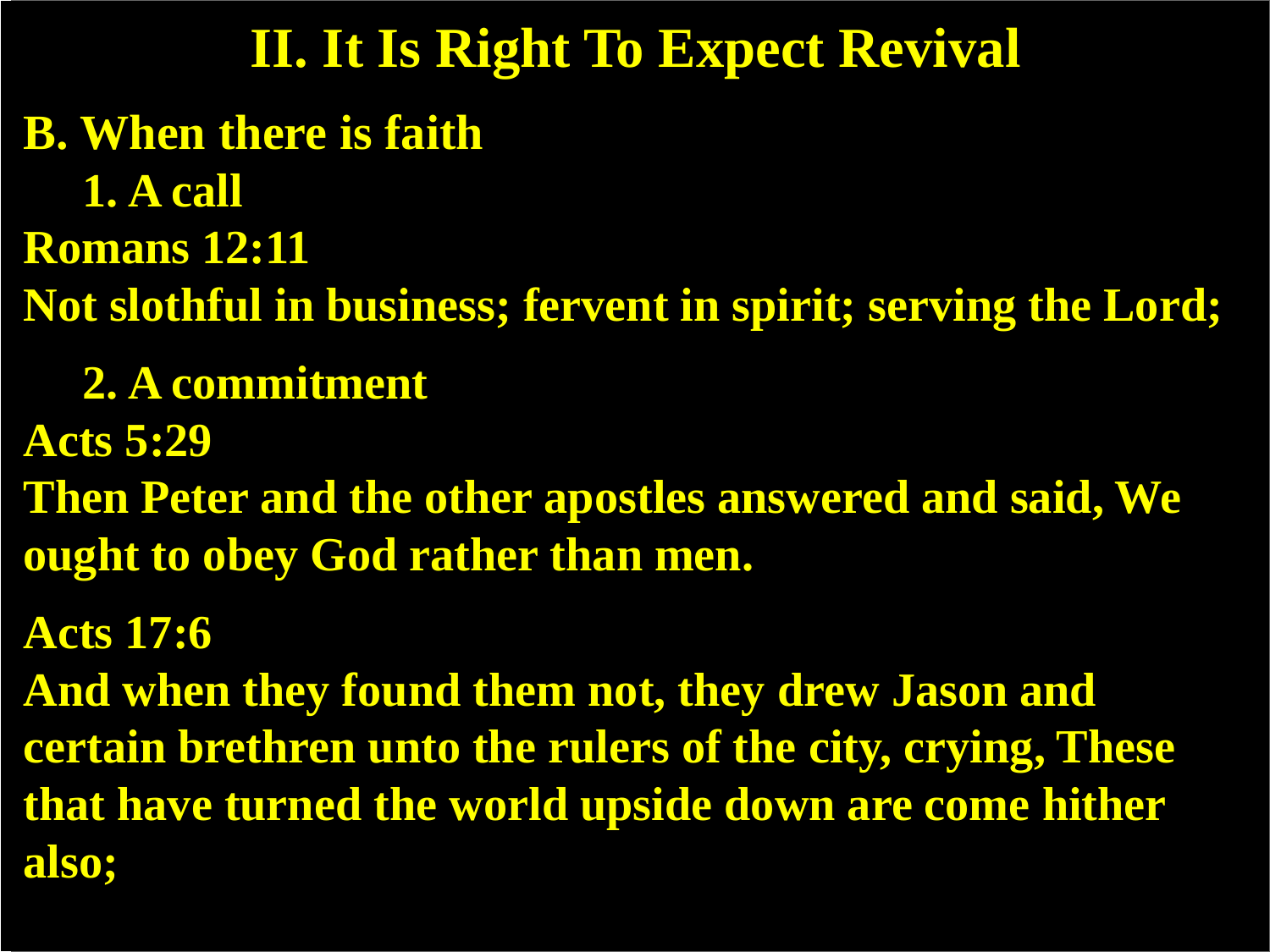# II. It Is Right To Expect Revival

**B. When there is faith**

**1. A call**

**Romans 12:11**

**Not slothful in business; fervent in spirit; serving the Lord;**

**2. A commitment**

**Acts 5:29**

**Then Peter and the other apostles answered and said, We ought to obey God rather than men.**

**Acts 17:6**

**And when they found them not, they drew Jason and certain brethren unto the rulers of the city, crying, These that have turned the world upside down are come hither also;**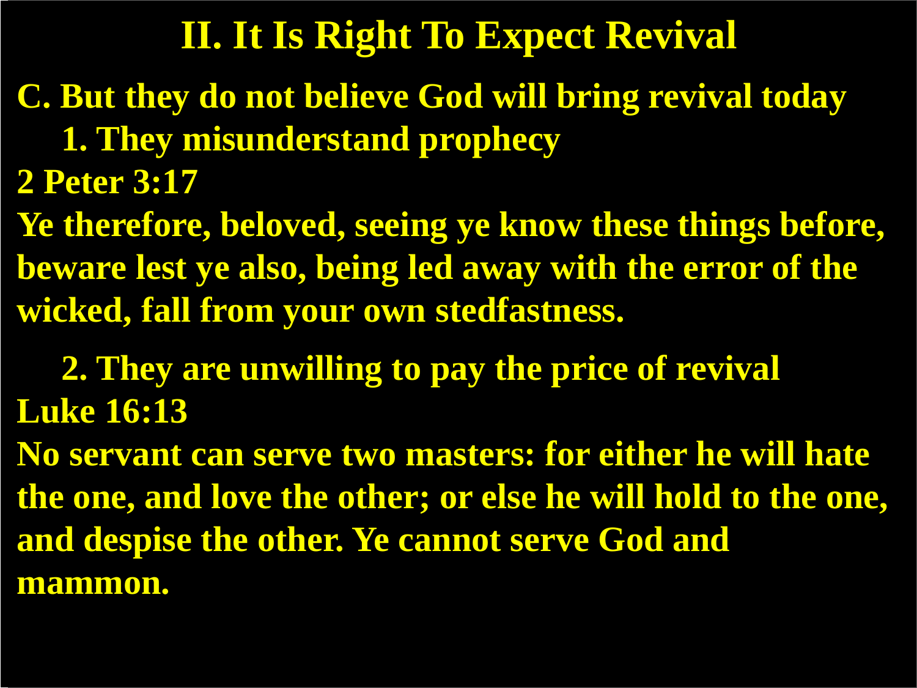# II. It Is Right To Expect Revival

**C. But they do not believe God will bring revival today**

**1. They misunderstand prophecy**

**2 Peter 3:17**

**Ye therefore, beloved, seeing ye know these things before, beware lest ye also, being led away with the error of the wicked, fall from your own stedfastness.**

**2. They are unwilling to pay the price of revival**

**Luke 16:13**

**No servant can serve two masters: for either he will hate the one, and love the other; or else he will hold to the one, and despise the other. Ye cannot serve God and mammon.**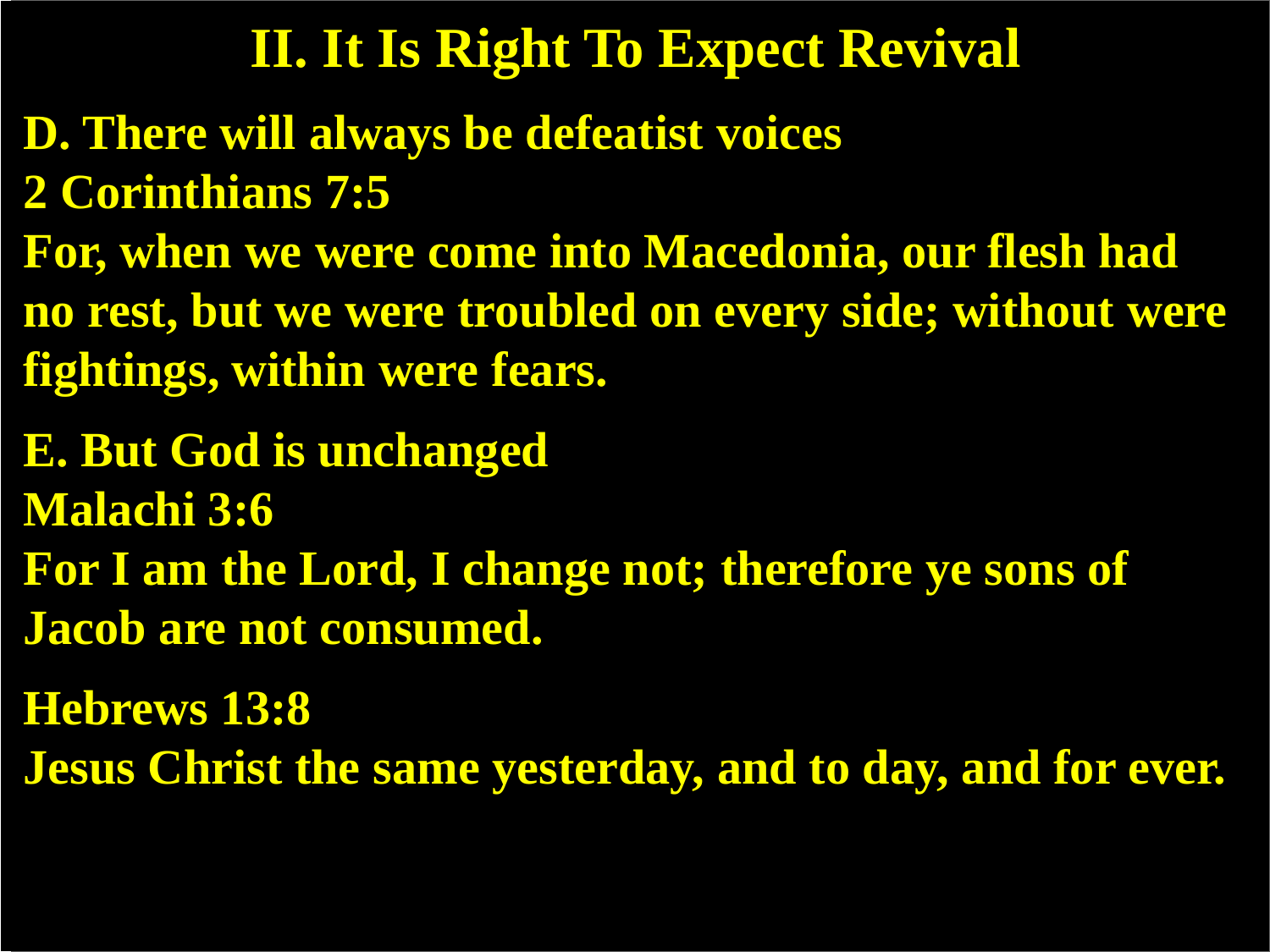# II. It Is Right To Expect Revival

**D. There will always be defeatist voices**

**2 Corinthians 7:5**

**For, when we were come into Macedonia, our flesh had no rest, but we were troubled on every side; without were fightings, within were fears.**

**E. But God is unchanged**

**Malachi 3:6**

**For I am the Lord, I change not; therefore ye sons of Jacob are not consumed.**

**Hebrews 13:8**

**Jesus Christ the same yesterday, and to day, and for ever.**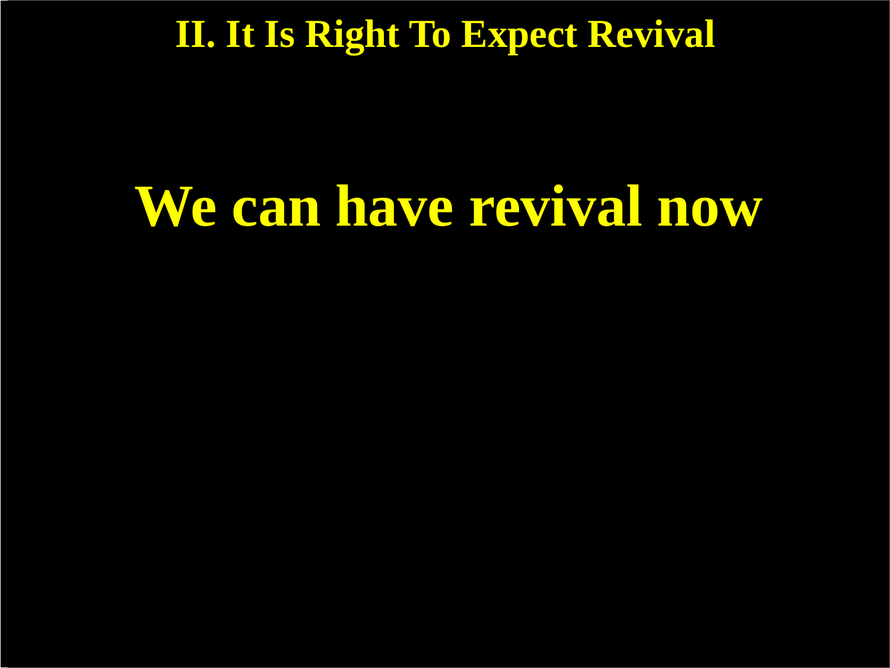## II. It Is Right To Expect Revival

# We can have revival now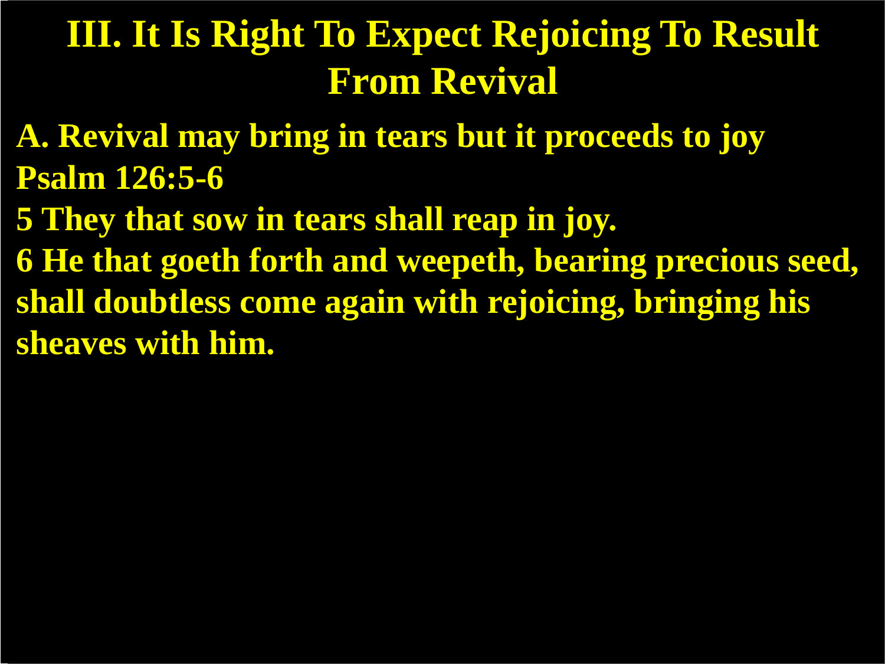# III. It Is Right To Expect Rejoicing To Result From Revival

**A. Revival may bring in tears but it proceeds to joy**

**Psalm 126:5-6**

**5 They that sow in tears shall reap in joy.**

**6 He that goeth forth and weepeth, bearing precious seed, shall doubtless come again with rejoicing, bringing his sheaves with him.**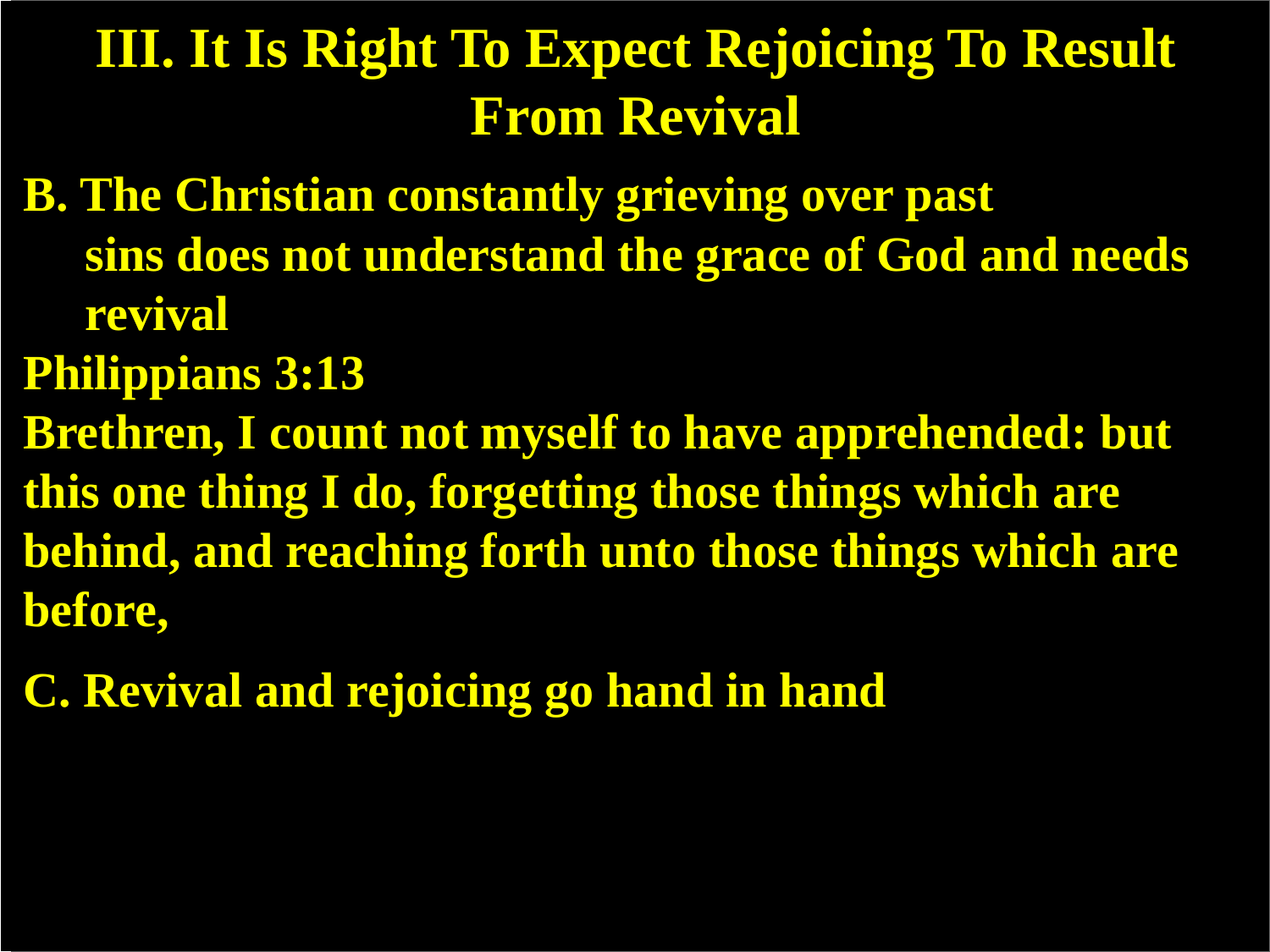# III. It Is Right To Expect Rejoicing To Result From Revival

**B. The Christian constantly grieving over past sins does not understand the grace of God and needs revival**

**Philippians 3:13**

**Brethren, I count not myself to have apprehended: but this one thing I do, forgetting those things which are behind, and reaching forth unto those things which are before,**

**C. Revival and rejoicing go hand in hand**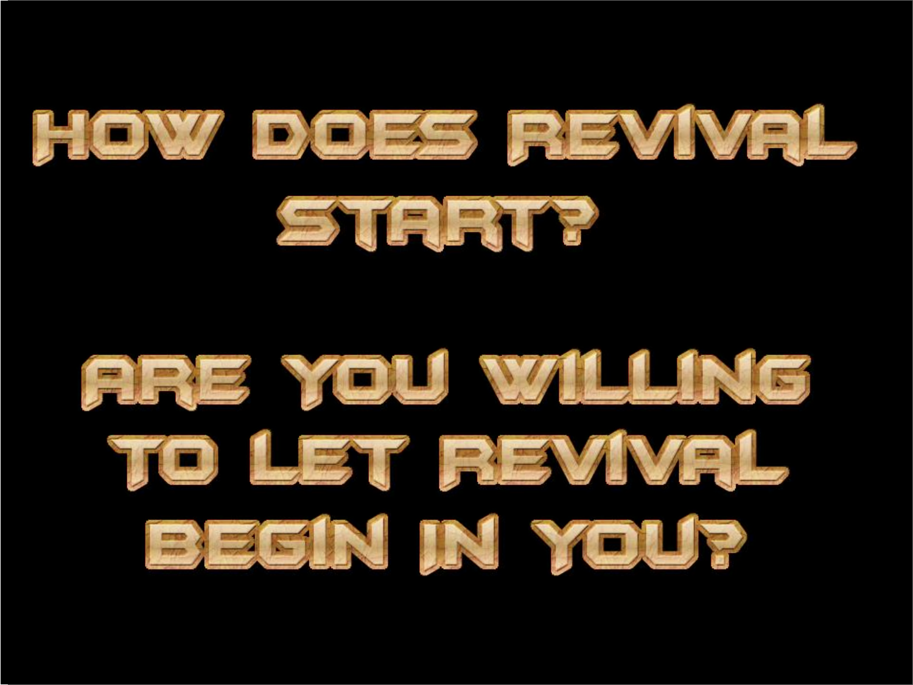# HOW DOES REVIVAL START?

# ARE YOU WILLING TO LET REVIVAL BEGIN IN YOU?